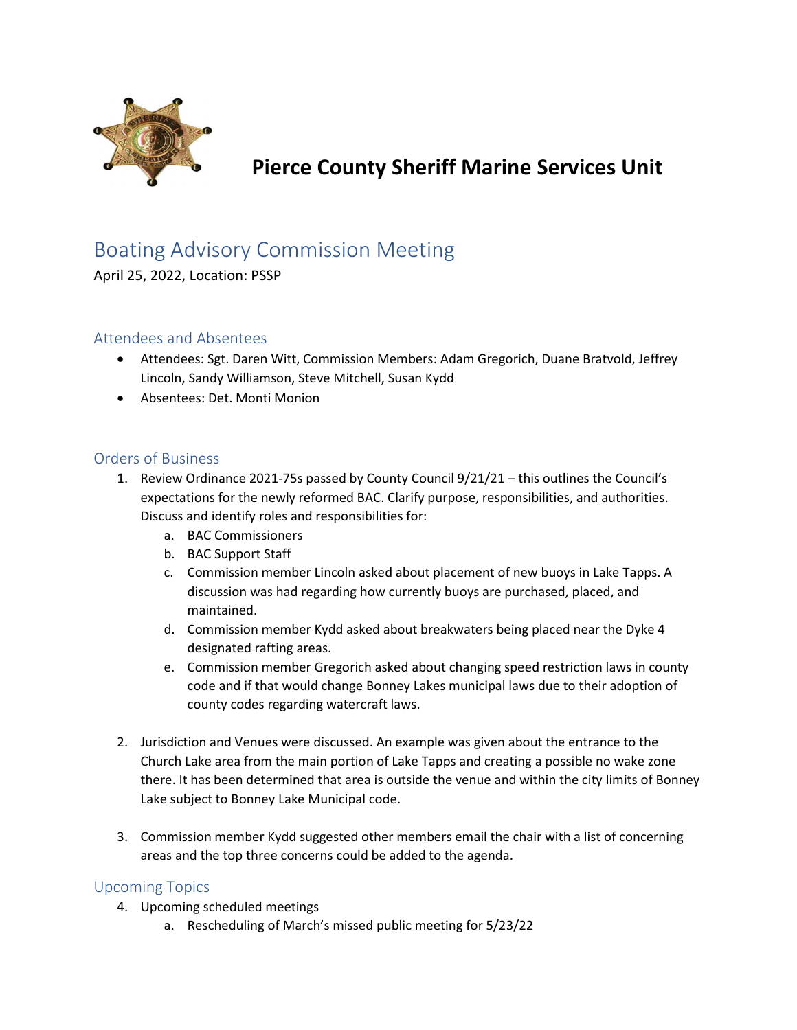# Pierce County Sheriff Marine Services Unit

## Boating Advisory Commission Meeting

April 25, 2022, Location: PSSP

### Attendees and Absentees

- Attendees: Sgt. Daren Witt, Commission Members: Adam Gregorich, Duane Bratvold, Jeffrey Lincoln, Sandy Williamson, Steve Mitchell, Susan Kydd
- Absentees: Det. Monti Monion

### Orders of Business

1. Review Ordinance 2021-75s passed by County Council 9/21/21 – this outlines the Council's expectations for the newly reformed BAC. Clarify purpose, responsibilities, and authorities. Discuss and identify roles and responsibilities for:
   a. BAC Commissioners
   b. BAC Support Staff
   c. Commission member Lincoln asked about placement of new buoys in Lake Tapps. A discussion was had regarding how currently buoys are purchased, placed, and maintained.
   d. Commission member Kydd asked about breakwaters being placed near the Dyke 4 designated rafting areas.
   e. Commission member Gregorich asked about changing speed restriction laws in county code and if that would change Bonney Lakes municipal laws due to their adoption of county codes regarding watercraft laws.

2. Jurisdiction and Venues were discussed. An example was given about the entrance to the Church Lake area from the main portion of Lake Tapps and creating a possible no wake zone there. It has been determined that area is outside the venue and within the city limits of Bonney Lake subject to Bonney Lake Municipal code.

3. Commission member Kydd suggested other members email the chair with a list of concerning areas and the top three concerns could be added to the agenda.

### Upcoming Topics

4. Upcoming scheduled meetings
   a. Rescheduling of March's missed public meeting for 5/23/22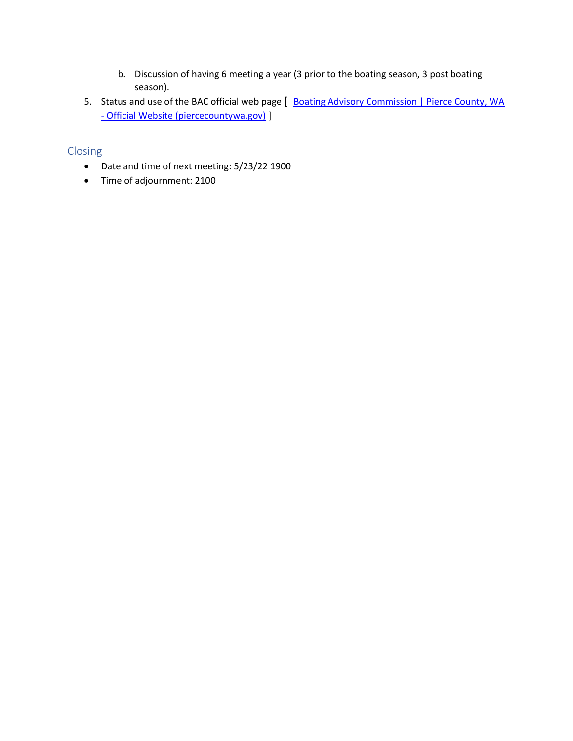b. Discussion of having 6 meeting a year (3 prior to the boating season, 3 post boating season).

5. Status and use of the BAC official web page [ Boating Advisory Commission | Pierce County, WA - Official Website (piercecountywa.gov) ]

## Closing

- Date and time of next meeting: 5/23/22 1900
- Time of adjournment: 2100